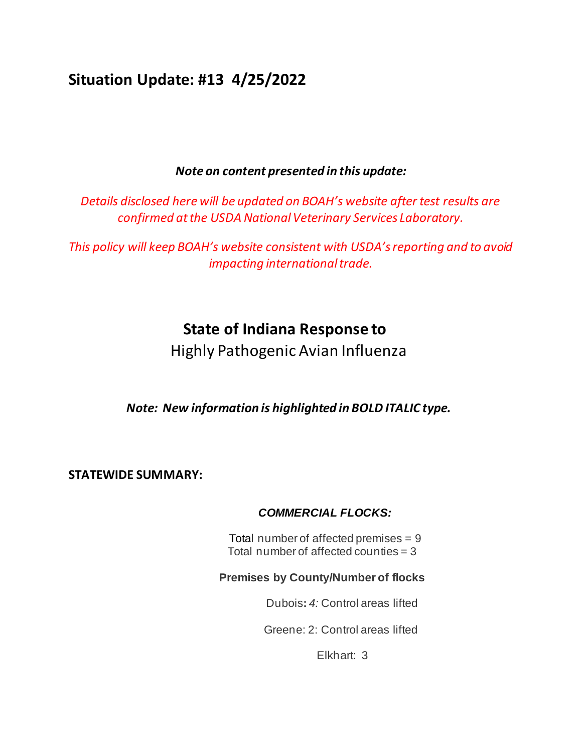## Situation Update: #13 4/25/2022

***Note on content presented in this update:***

*Details disclosed here will be updated on BOAH's website after test results are confirmed at the USDA National Veterinary Services Laboratory.*

*This policy will keep BOAH's website consistent with USDA's reporting and to avoid impacting international trade.*

# State of Indiana Response to
## Highly Pathogenic Avian Influenza

***Note: New information is highlighted in BOLD ITALIC type.***

**STATEWIDE SUMMARY:**

***COMMERCIAL FLOCKS:***

Total number of affected premises = 9
Total number of affected counties = 3

**Premises by County/Number of flocks**

Dubois**:** *4:* Control areas lifted

Greene: 2: Control areas lifted

Elkhart: 3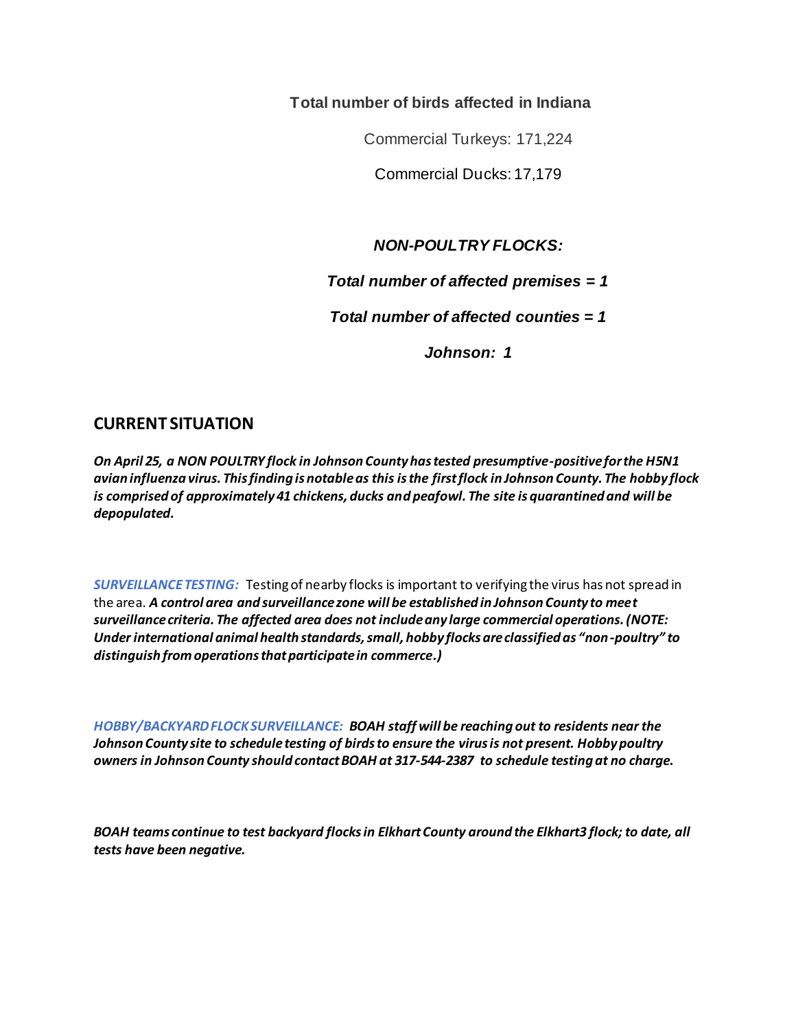**Total number of birds affected in Indiana**

Commercial Turkeys: 171,224

Commercial Ducks: 17,179

***NON-POULTRY FLOCKS:***

***Total number of affected premises = 1***

***Total number of affected counties = 1***

***Johnson: 1***

## CURRENT SITUATION

***On April 25, a NON POULTRY flock in Johnson County has tested presumptive-positive for the H5N1 avian influenza virus. This finding is notable as this is the first flock in Johnson County. The hobby flock is comprised of approximately 41 chickens, ducks and peafowl. The site is quarantined and will be depopulated.***

***SURVEILLANCE TESTING:*** Testing of nearby flocks is important to verifying the virus has not spread in the area. ***A control area and surveillance zone will be established in Johnson County to meet surveillance criteria. The affected area does not include any large commercial operations. (NOTE: Under international animal health standards, small, hobby flocks are classified as "non-poultry" to distinguish from operations that participate in commerce.)***

***HOBBY/BACKYARD FLOCK SURVEILLANCE: BOAH staff will be reaching out to residents near the Johnson County site to schedule testing of birds to ensure the virus is not present. Hobby poultry owners in Johnson County should contact BOAH at 317-544-2387 to schedule testing at no charge.***

***BOAH teams continue to test backyard flocks in Elkhart County around the Elkhart3 flock; to date, all tests have been negative.***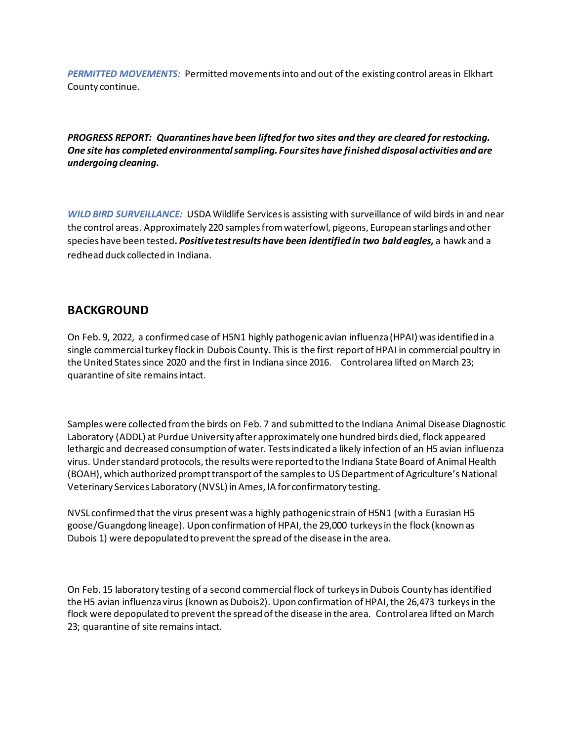***PERMITTED MOVEMENTS:*** Permitted movements into and out of the existing control areas in Elkhart County continue.

***PROGRESS REPORT: Quarantines have been lifted for two sites and they are cleared for restocking. One site has completed environmental sampling. Four sites have finished disposal activities and are undergoing cleaning.***

***WILD BIRD SURVEILLANCE:*** USDA Wildlife Services is assisting with surveillance of wild birds in and near the control areas. Approximately 220 samples from waterfowl, pigeons, European starlings and other species have been tested***. Positive test results have been identified in two bald eagles,*** a hawk and a redhead duck collected in Indiana.

## BACKGROUND

On Feb. 9, 2022, a confirmed case of H5N1 highly pathogenic avian influenza (HPAI) was identified in a single commercial turkey flock in Dubois County. This is the first report of HPAI in commercial poultry in the United States since 2020 and the first in Indiana since 2016. Control area lifted on March 23; quarantine of site remains intact.

Samples were collected from the birds on Feb. 7 and submitted to the Indiana Animal Disease Diagnostic Laboratory (ADDL) at Purdue University after approximately one hundred birds died, flock appeared lethargic and decreased consumption of water. Tests indicated a likely infection of an H5 avian influenza virus. Under standard protocols, the results were reported to the Indiana State Board of Animal Health (BOAH), which authorized prompt transport of the samples to US Department of Agriculture's National Veterinary Services Laboratory (NVSL) in Ames, IA for confirmatory testing.

NVSL confirmed that the virus present was a highly pathogenic strain of H5N1 (with a Eurasian H5 goose/Guangdong lineage). Upon confirmation of HPAI, the 29,000 turkeys in the flock (known as Dubois 1) were depopulated to prevent the spread of the disease in the area.

On Feb. 15 laboratory testing of a second commercial flock of turkeys in Dubois County has identified the H5 avian influenza virus (known as Dubois2). Upon confirmation of HPAI, the 26,473 turkeys in the flock were depopulated to prevent the spread of the disease in the area. Control area lifted on March 23; quarantine of site remains intact.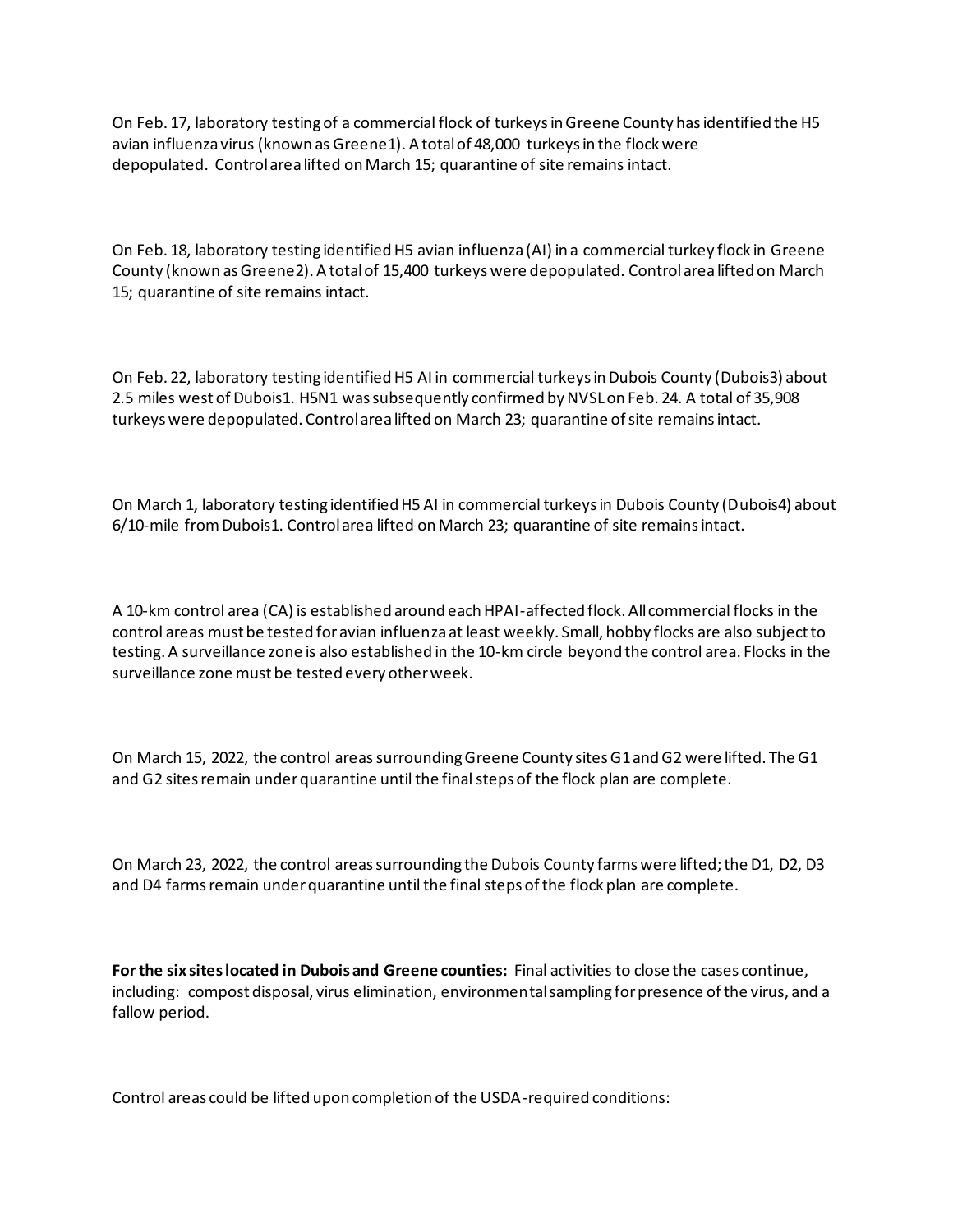On Feb. 17, laboratory testing of a commercial flock of turkeys in Greene County has identified the H5 avian influenza virus (known as Greene1). A total of 48,000 turkeys in the flock were depopulated. Control area lifted on March 15; quarantine of site remains intact.

On Feb. 18, laboratory testing identified H5 avian influenza (AI) in a commercial turkey flock in Greene County (known as Greene2). A total of 15,400 turkeys were depopulated. Control area lifted on March 15; quarantine of site remains intact.

On Feb. 22, laboratory testing identified H5 AI in commercial turkeys in Dubois County (Dubois3) about 2.5 miles west of Dubois1. H5N1 was subsequently confirmed by NVSL on Feb. 24. A total of 35,908 turkeys were depopulated. Control area lifted on March 23; quarantine of site remains intact.

On March 1, laboratory testing identified H5 AI in commercial turkeys in Dubois County (Dubois4) about 6/10-mile from Dubois1. Control area lifted on March 23; quarantine of site remains intact.

A 10-km control area (CA) is established around each HPAI-affected flock. All commercial flocks in the control areas must be tested for avian influenza at least weekly. Small, hobby flocks are also subject to testing. A surveillance zone is also established in the 10-km circle beyond the control area. Flocks in the surveillance zone must be tested every other week.

On March 15, 2022, the control areas surrounding Greene County sites G1 and G2 were lifted. The G1 and G2 sites remain under quarantine until the final steps of the flock plan are complete.

On March 23, 2022, the control areas surrounding the Dubois County farms were lifted; the D1, D2, D3 and D4 farms remain under quarantine until the final steps of the flock plan are complete.

**For the six sites located in Dubois and Greene counties:** Final activities to close the cases continue, including: compost disposal, virus elimination, environmental sampling for presence of the virus, and a fallow period.

Control areas could be lifted upon completion of the USDA-required conditions: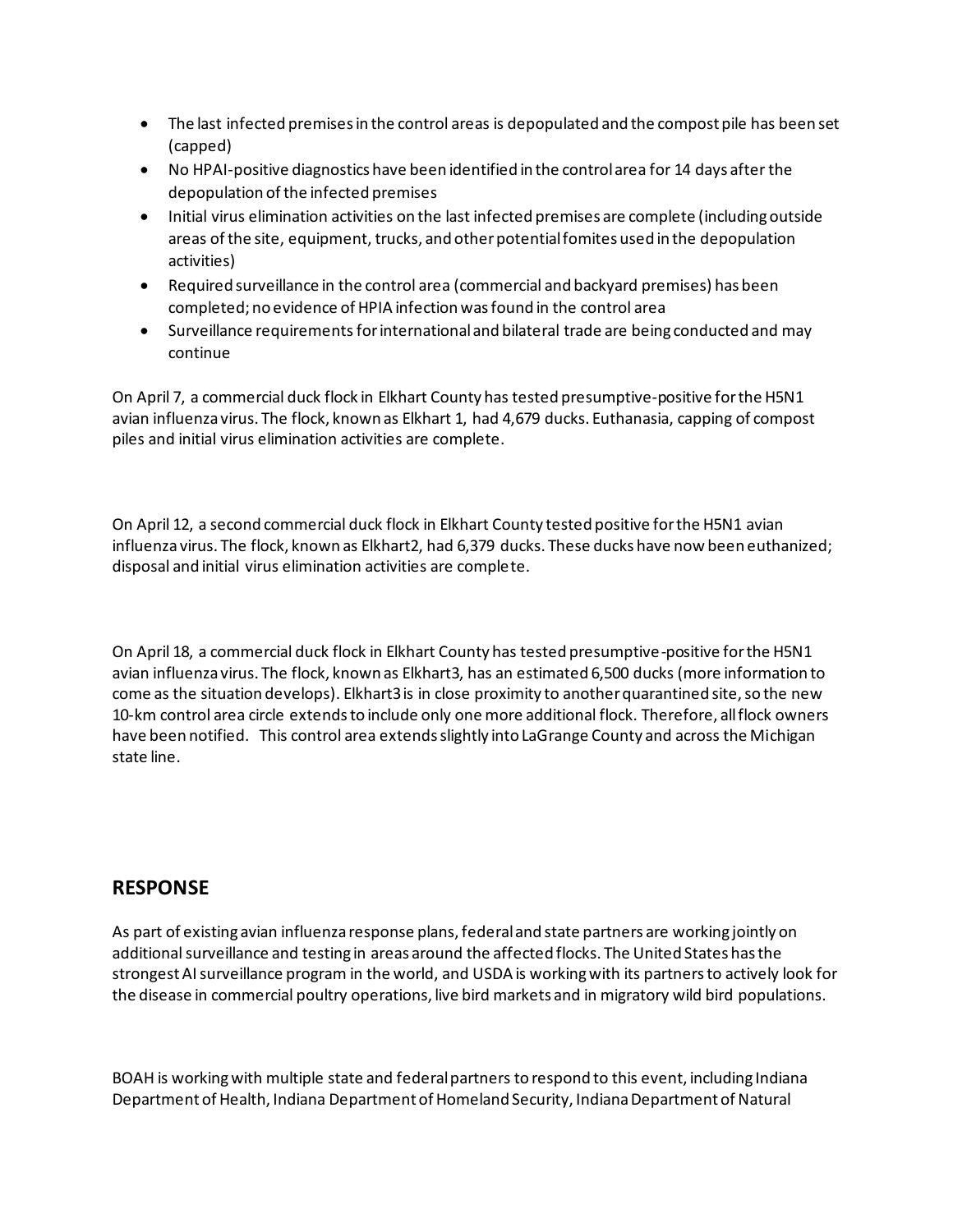- The last infected premises in the control areas is depopulated and the compost pile has been set (capped)
- No HPAI-positive diagnostics have been identified in the control area for 14 days after the depopulation of the infected premises
- Initial virus elimination activities on the last infected premises are complete (including outside areas of the site, equipment, trucks, and other potential fomites used in the depopulation activities)
- Required surveillance in the control area (commercial and backyard premises) has been completed; no evidence of HPIA infection was found in the control area
- Surveillance requirements for international and bilateral trade are being conducted and may continue

On April 7, a commercial duck flock in Elkhart County has tested presumptive-positive for the H5N1 avian influenza virus. The flock, known as Elkhart 1, had 4,679 ducks. Euthanasia, capping of compost piles and initial virus elimination activities are complete.

On April 12, a second commercial duck flock in Elkhart County tested positive for the H5N1 avian influenza virus. The flock, known as Elkhart2, had 6,379 ducks. These ducks have now been euthanized; disposal and initial virus elimination activities are complete.

On April 18, a commercial duck flock in Elkhart County has tested presumptive-positive for the H5N1 avian influenza virus. The flock, known as Elkhart3, has an estimated 6,500 ducks (more information to come as the situation develops). Elkhart3 is in close proximity to another quarantined site, so the new 10-km control area circle extends to include only one more additional flock. Therefore, all flock owners have been notified. This control area extends slightly into LaGrange County and across the Michigan state line.

## RESPONSE

As part of existing avian influenza response plans, federal and state partners are working jointly on additional surveillance and testing in areas around the affected flocks. The United States has the strongest AI surveillance program in the world, and USDA is working with its partners to actively look for the disease in commercial poultry operations, live bird markets and in migratory wild bird populations.

BOAH is working with multiple state and federal partners to respond to this event, including Indiana Department of Health, Indiana Department of Homeland Security, Indiana Department of Natural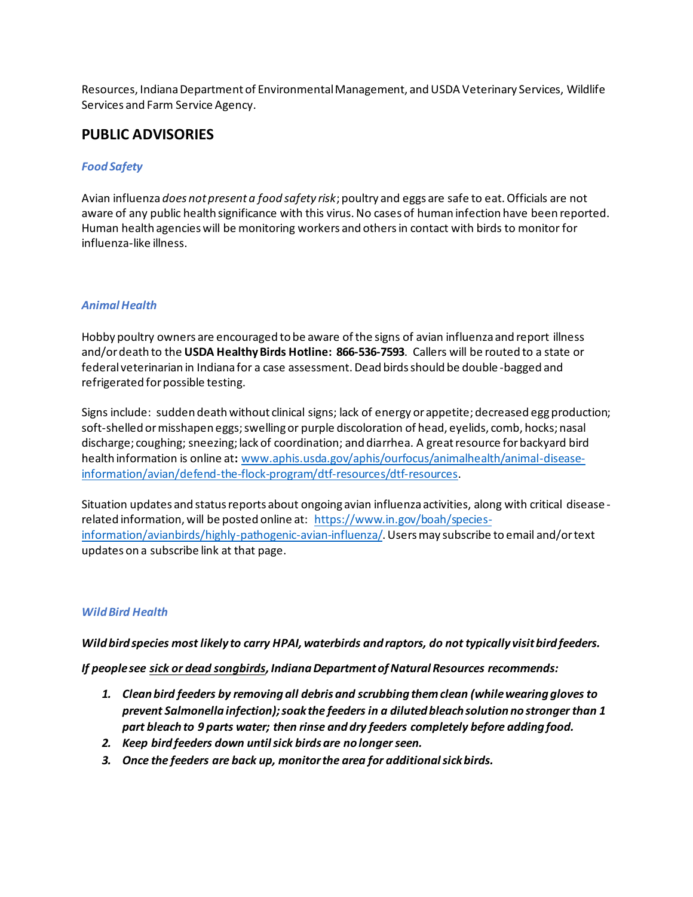Resources, Indiana Department of Environmental Management, and USDA Veterinary Services, Wildlife Services and Farm Service Agency.

## PUBLIC ADVISORIES

### *Food Safety*

Avian influenza *does not present a food safety risk*; poultry and eggs are safe to eat. Officials are not aware of any public health significance with this virus. No cases of human infection have been reported. Human health agencies will be monitoring workers and others in contact with birds to monitor for influenza-like illness.

### *Animal Health*

Hobby poultry owners are encouraged to be aware of the signs of avian influenza and report illness and/or death to the **USDA Healthy Birds Hotline: 866-536-7593**. Callers will be routed to a state or federal veterinarian in Indiana for a case assessment. Dead birds should be double-bagged and refrigerated for possible testing.

Signs include: sudden death without clinical signs; lack of energy or appetite; decreased egg production; soft-shelled or misshapen eggs; swelling or purple discoloration of head, eyelids, comb, hocks; nasal discharge; coughing; sneezing; lack of coordination; and diarrhea. A great resource for backyard bird health information is online at**:** [www.aphis.usda.gov/aphis/ourfocus/animalhealth/animal-disease-information/avian/defend-the-flock-program/dtf-resources/dtf-resources](www.aphis.usda.gov/aphis/ourfocus/animalhealth/animal-disease-information/avian/defend-the-flock-program/dtf-resources/dtf-resources).

Situation updates and status reports about ongoing avian influenza activities, along with critical disease-related information, will be posted online at: [https://www.in.gov/boah/species-information/avianbirds/highly-pathogenic-avian-influenza/](https://www.in.gov/boah/species-information/avianbirds/highly-pathogenic-avian-influenza/). Users may subscribe to email and/or text updates on a subscribe link at that page.

### *Wild Bird Health*

***Wild bird species most likely to carry HPAI, waterbirds and raptors, do not typically visit bird feeders.***

***If people see <u>sick or dead songbirds</u>, Indiana Department of Natural Resources recommends:***

1. ***Clean bird feeders by removing all debris and scrubbing them clean (while wearing gloves to prevent Salmonella infection); soak the feeders in a diluted bleach solution no stronger than 1 part bleach to 9 parts water; then rinse and dry feeders completely before adding food.***
2. ***Keep bird feeders down until sick birds are no longer seen.***
3. ***Once the feeders are back up, monitor the area for additional sick birds.***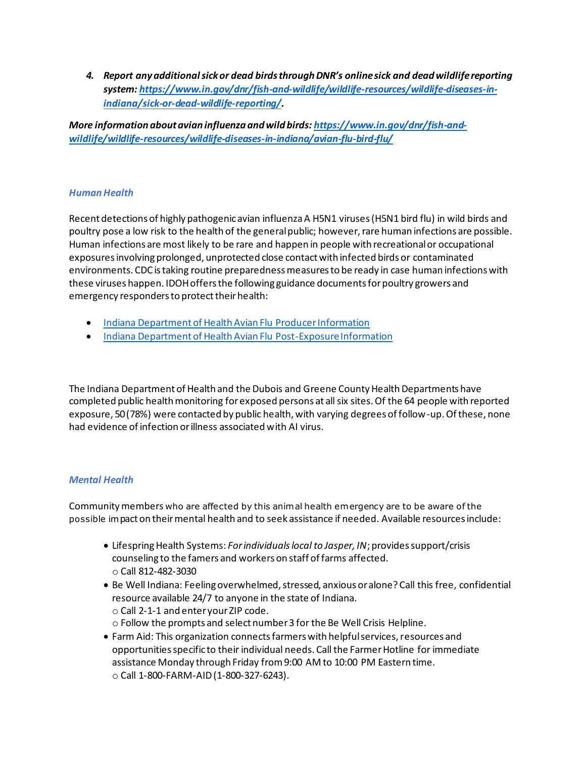4. ***Report any additional sick or dead birds through DNR's online sick and dead wildlife reporting system: [https://www.in.gov/dnr/fish-and-wildlife/wildlife-resources/wildlife-diseases-in-indiana/sick-or-dead-wildlife-reporting/](https://www.in.gov/dnr/fish-and-wildlife/wildlife-resources/wildlife-diseases-in-indiana/sick-or-dead-wildlife-reporting/).***

***More information about avian influenza and wild birds: [https://www.in.gov/dnr/fish-and-wildlife/wildlife-resources/wildlife-diseases-in-indiana/avian-flu-bird-flu/](https://www.in.gov/dnr/fish-and-wildlife/wildlife-resources/wildlife-diseases-in-indiana/avian-flu-bird-flu/)***

### *Human Health*

Recent detections of highly pathogenic avian influenza A H5N1 viruses (H5N1 bird flu) in wild birds and poultry pose a low risk to the health of the general public; however, rare human infections are possible. Human infections are most likely to be rare and happen in people with recreational or occupational exposures involving prolonged, unprotected close contact with infected birds or contaminated environments. CDC is taking routine preparedness measures to be ready in case human infections with these viruses happen. IDOH offers the following guidance documents for poultry growers and emergency responders to protect their health:

- Indiana Department of Health Avian Flu Producer Information
- Indiana Department of Health Avian Flu Post-Exposure Information

The Indiana Department of Health and the Dubois and Greene County Health Departments have completed public health monitoring for exposed persons at all six sites. Of the 64 people with reported exposure, 50 (78%) were contacted by public health, with varying degrees of follow-up. Of these, none had evidence of infection or illness associated with AI virus.

### *Mental Health*

Community members who are affected by this animal health emergency are to be aware of the possible impact on their mental health and to seek assistance if needed. Available resources include:

- Lifespring Health Systems: *For individuals local to Jasper, IN*; provides support/crisis counseling to the famers and workers on staff of farms affected.
  - Call 812-482-3030
- Be Well Indiana: Feeling overwhelmed, stressed, anxious or alone? Call this free, confidential resource available 24/7 to anyone in the state of Indiana.
  - Call 2-1-1 and enter your ZIP code.
  - Follow the prompts and select number 3 for the Be Well Crisis Helpline.
- Farm Aid: This organization connects farmers with helpful services, resources and opportunities specific to their individual needs. Call the Farmer Hotline for immediate assistance Monday through Friday from 9:00 AM to 10:00 PM Eastern time.
  - Call 1-800-FARM-AID (1-800-327-6243).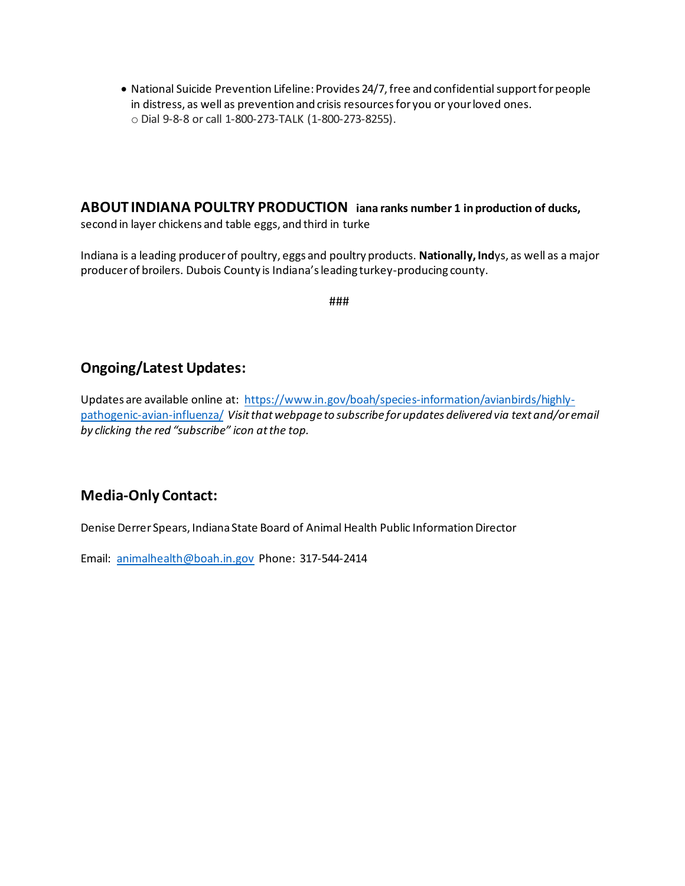- National Suicide Prevention Lifeline: Provides 24/7, free and confidential support for people in distress, as well as prevention and crisis resources for you or your loved ones.
  - Dial 9-8-8 or call 1-800-273-TALK (1-800-273-8255).

**ABOUT INDIANA POULTRY PRODUCTION** **iana ranks number 1 in production of ducks,** second in layer chickens and table eggs, and third in turke

Indiana is a leading producer of poultry, eggs and poultry products. **Nationally, Ind**ys, as well as a major producer of broilers. Dubois County is Indiana's leading turkey-producing county.

###

## Ongoing/Latest Updates:

Updates are available online at: https://www.in.gov/boah/species-information/avianbirds/highly-pathogenic-avian-influenza/ *Visit that webpage to subscribe for updates delivered via text and/or email by clicking the red "subscribe" icon at the top.*

## Media-Only Contact:

Denise Derrer Spears, Indiana State Board of Animal Health Public Information Director

Email: animalhealth@boah.in.gov Phone: 317-544-2414